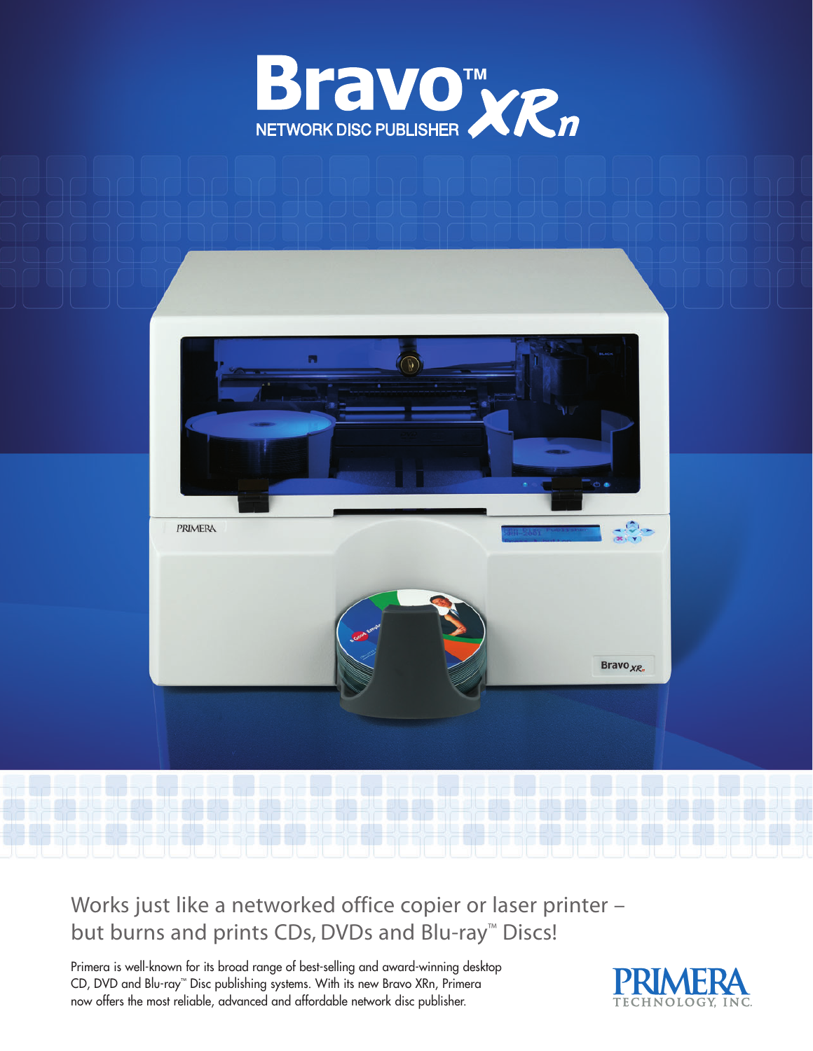# Bravo™ XRn

NETWORK DISC PUBLISHER

## Works just like a networked office copier or laser printer – but burns and prints CDs, DVDs and Blu-ray™ Discs!

Primera is well-known for its broad range of best-selling and award-winning desktop CD, DVD and Blu-ray™ Disc publishing systems. With its new Bravo XRn, Primera now offers the most reliable, advanced and affordable network disc publisher.

PRIMERA TECHNOLOGY, INC.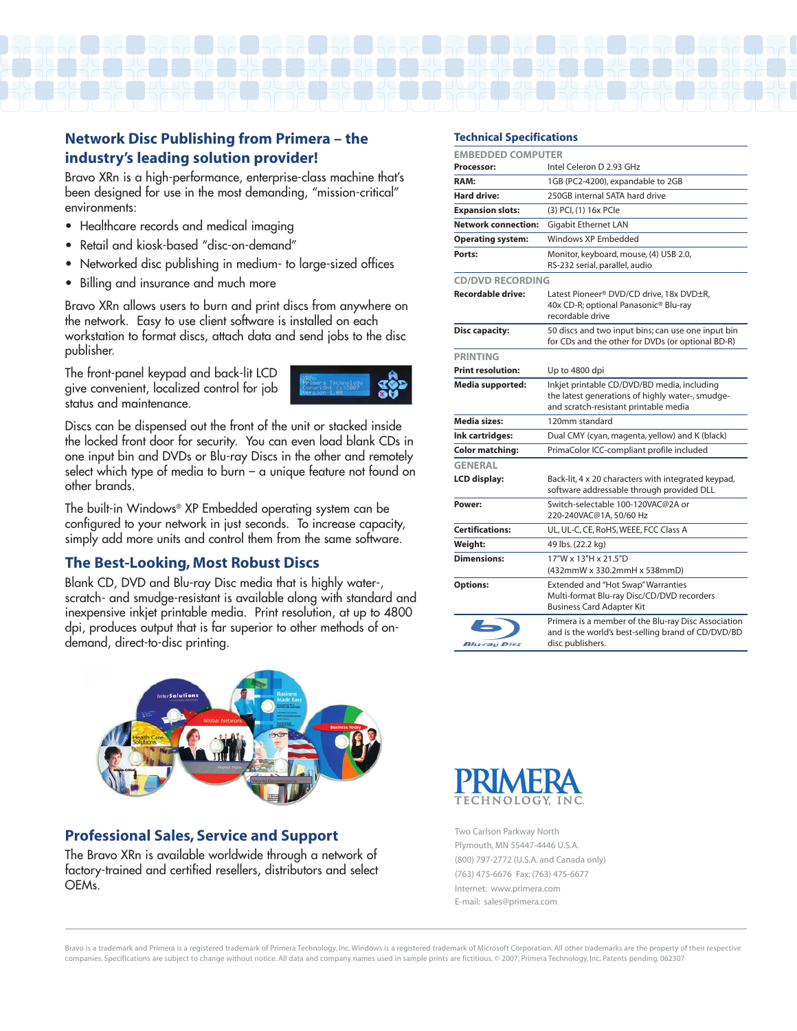## Network Disc Publishing from Primera – the industry's leading solution provider!

Bravo XRn is a high-performance, enterprise-class machine that's been designed for use in the most demanding, "mission-critical" environments:

- Healthcare records and medical imaging
- Retail and kiosk-based "disc-on-demand"
- Networked disc publishing in medium- to large-sized offices
- Billing and insurance and much more

Bravo XRn allows users to burn and print discs from anywhere on the network. Easy to use client software is installed on each workstation to format discs, attach data and send jobs to the disc publisher.

The front-panel keypad and back-lit LCD give convenient, localized control for job status and maintenance.

Discs can be dispensed out the front of the unit or stacked inside the locked front door for security. You can even load blank CDs in one input bin and DVDs or Blu-ray Discs in the other and remotely select which type of media to burn – a unique feature not found on other brands.

The built-in Windows® XP Embedded operating system can be configured to your network in just seconds. To increase capacity, simply add more units and control them from the same software.

## The Best-Looking, Most Robust Discs

Blank CD, DVD and Blu-ray Disc media that is highly water-, scratch- and smudge-resistant is available along with standard and inexpensive inkjet printable media. Print resolution, at up to 4800 dpi, produces output that is far superior to other methods of on-demand, direct-to-disc printing.

## Professional Sales, Service and Support

The Bravo XRn is available worldwide through a network of factory-trained and certified resellers, distributors and select OEMs.

## Technical Specifications

| | |
|---|---|
| **EMBEDDED COMPUTER** | |
| **Processor:** | Intel Celeron D 2.93 GHz |
| **RAM:** | 1GB (PC2-4200), expandable to 2GB |
| **Hard drive:** | 250GB internal SATA hard drive |
| **Expansion slots:** | (3) PCI, (1) 16x PCIe |
| **Network connection:** | Gigabit Ethernet LAN |
| **Operating system:** | Windows XP Embedded |
| **Ports:** | Monitor, keyboard, mouse, (4) USB 2.0, RS-232 serial, parallel, audio |
| **CD/DVD RECORDING** | |
| **Recordable drive:** | Latest Pioneer® DVD/CD drive, 18x DVD±R, 40x CD-R; optional Panasonic® Blu-ray recordable drive |
| **Disc capacity:** | 50 discs and two input bins; can use one input bin for CDs and the other for DVDs (or optional BD-R) |
| **PRINTING** | |
| **Print resolution:** | Up to 4800 dpi |
| **Media supported:** | Inkjet printable CD/DVD/BD media, including the latest generations of highly water-, smudge- and scratch-resistant printable media |
| **Media sizes:** | 120mm standard |
| **Ink cartridges:** | Dual CMY (cyan, magenta, yellow) and K (black) |
| **Color matching:** | PrimaColor ICC-compliant profile included |
| **GENERAL** | |
| **LCD display:** | Back-lit, 4 x 20 characters with integrated keypad, software addressable through provided DLL |
| **Power:** | Switch-selectable 100-120VAC@2A or 220-240VAC@1A, 50/60 Hz |
| **Certifications:** | UL, UL-C, CE, RoHS, WEEE, FCC Class A |
| **Weight:** | 49 lbs. (22.2 kg) |
| **Dimensions:** | 17"W x 13"H x 21.5"D (432mmW x 330.2mmH x 538mmD) |
| **Options:** | Extended and "Hot Swap" Warranties; Multi-format Blu-ray Disc/CD/DVD recorders; Business Card Adapter Kit |
| Blu-ray Disc | Primera is a member of the Blu-ray Disc Association and is the world's best-selling brand of CD/DVD/BD disc publishers. |

PRIMERA TECHNOLOGY, INC.

Two Carlson Parkway North
Plymouth, MN 55447-4446 U.S.A.
(800) 797-2772 (U.S.A. and Canada only)
(763) 475-6676 Fax: (763) 475-6677
Internet: www.primera.com
E-mail: sales@primera.com

Bravo is a trademark and Primera is a registered trademark of Primera Technology, Inc. Windows is a registered trademark of Microsoft Corporation. All other trademarks are the property of their respective companies. Specifications are subject to change without notice. All data and company names used in sample prints are fictitious. © 2007, Primera Technology, Inc. Patents pending. 062307